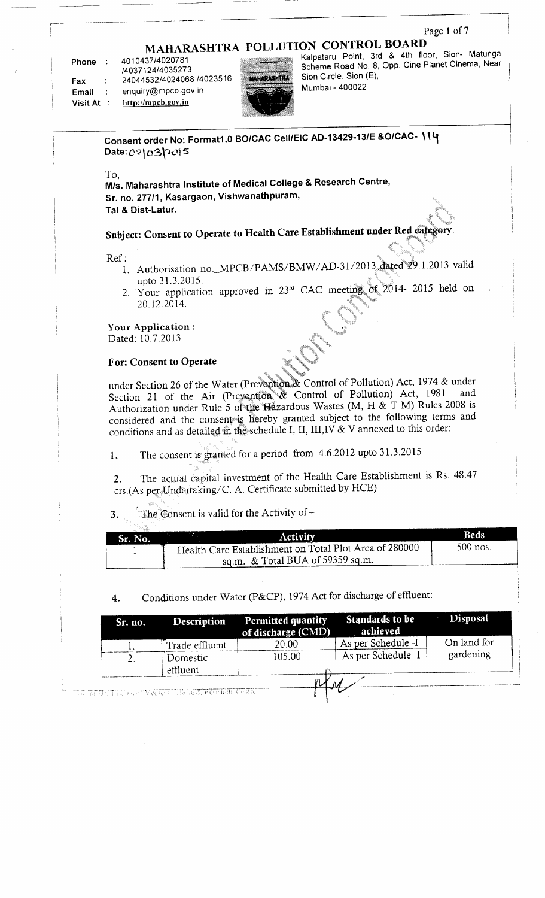# MAHARASHTRA POLLUTION CONTROL BOARD

Phone : 4010437/4020781 /4037124/4035273

Fax : 24044532/4024068 /4023516

Email : enquiry@mpcb.gov.in

Visit At : http://mpcb.gov.in

Kalpataru Point, 3rd & 4th floor, Sion- Matunga Scheme Road No. 8, Opp. Cine Planet Cinema, Near Sion Circle, Sion (E), Mumbai - 400022

**Consent order No: Format1.0 BO/CAC Cell/EIC AD-13429-13/E &O/CAC- 114**
**Date: 02/03/2015**

To,
**M/s. Maharashtra Institute of Medical College & Research Centre,**
**Sr. no. 277/1, Kasargaon, Vishwanathpuram,**
**Tal & Dist-Latur.**

## Subject: Consent to Operate to Health Care Establishment under Red category.

Ref :

1. Authorisation no. MPCB/PAMS/BMW/AD-31/2013 dated 29.1.2013 valid upto 31.3.2015.
2. Your application approved in 23rd CAC meeting of 2014- 2015 held on 20.12.2014.

**Your Application :**
Dated: 10.7.2013

**For: Consent to Operate**

under Section 26 of the Water (Prevention & Control of Pollution) Act, 1974 & under Section 21 of the Air (Prevention & Control of Pollution) Act, 1981 and Authorization under Rule 5 of the Hazardous Wastes (M, H & T M) Rules 2008 is considered and the consent is hereby granted subject to the following terms and conditions and as detailed in the schedule I, II, III,IV & V annexed to this order:

1. The consent is granted for a period from 4.6.2012 upto 31.3.2015

2. The actual capital investment of the Health Care Establishment is Rs. 48.47 crs.(As per Undertaking/C. A. Certificate submitted by HCE)

3. The Consent is valid for the Activity of –

| Sr. No. | Activity | Beds |
|---|---|---|
| 1 | Health Care Establishment on Total Plot Area of 280000 sq.m. & Total BUA of 59359 sq.m. | 500 nos. |

4. Conditions under Water (P&CP), 1974 Act for discharge of effluent:

| Sr. no. | Description | Permitted quantity of discharge (CMD) | Standards to be achieved | Disposal |
|---|---|---|---|---|
| 1. | Trade effluent | 20.00 | As per Schedule -I | On land for gardening |
| 2. | Domestic effluent | 105.00 | As per Schedule -I | |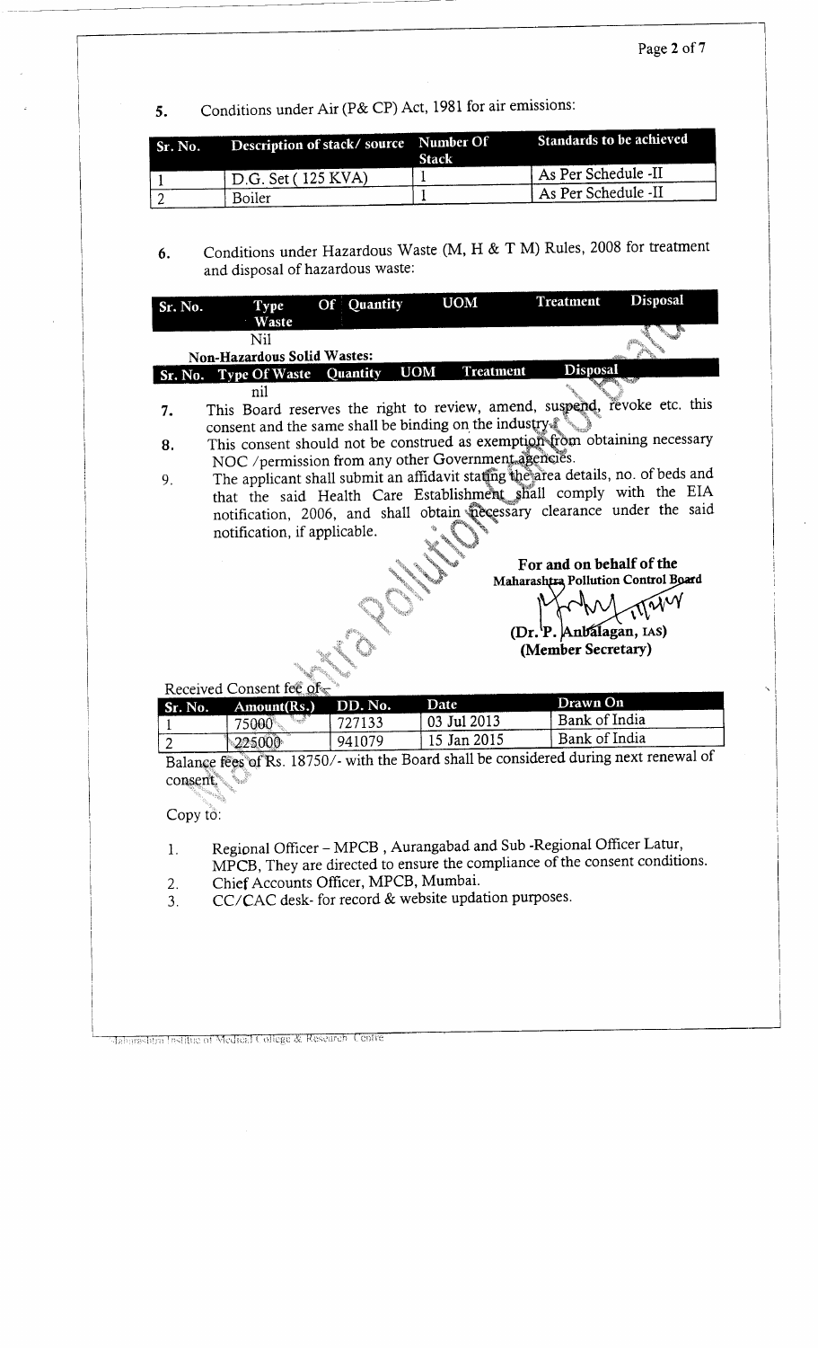5. Conditions under Air (P& CP) Act, 1981 for air emissions:

| Sr. No. | Description of stack/ source | Number Of Stack | Standards to be achieved |
|---|---|---|---|
| 1 | D.G. Set ( 125 KVA) | 1 | As Per Schedule -II |
| 2 | Boiler | 1 | As Per Schedule -II |

6. Conditions under Hazardous Waste (M, H & T M) Rules, 2008 for treatment and disposal of hazardous waste:

| Sr. No. | Type Of Waste | Quantity | UOM | Treatment | Disposal |
|---|---|---|---|---|---|
| | Nil | | | | |

**Non-Hazardous Solid Wastes:**

| Sr. No. | Type Of Waste | Quantity | UOM | Treatment | Disposal |
|---|---|---|---|---|---|
| | nil | | | | |

7. This Board reserves the right to review, amend, suspend, revoke etc. this consent and the same shall be binding on the industry.
8. This consent should not be construed as exemption from obtaining necessary NOC /permission from any other Government agencies.
9. The applicant shall submit an affidavit stating the area details, no. of beds and that the said Health Care Establishment shall comply with the EIA notification, 2006, and shall obtain necessary clearance under the said notification, if applicable.

**For and on behalf of the**
**Maharashtra Pollution Control Board**

**(Dr. P. Anbalagan, IAS)**
**(Member Secretary)**

Received Consent fee of -

| Sr. No. | Amount(Rs.) | DD. No. | Date | Drawn On |
|---|---|---|---|---|
| 1 | 75000 | 727133 | 03 Jul 2013 | Bank of India |
| 2 | 225000 | 941079 | 15 Jan 2015 | Bank of India |

Balance fees of Rs. 18750/- with the Board shall be considered during next renewal of consent.

Copy to:

1. Regional Officer – MPCB , Aurangabad and Sub -Regional Officer Latur, MPCB, They are directed to ensure the compliance of the consent conditions.
2. Chief Accounts Officer, MPCB, Mumbai.
3. CC/CAC desk- for record & website updation purposes.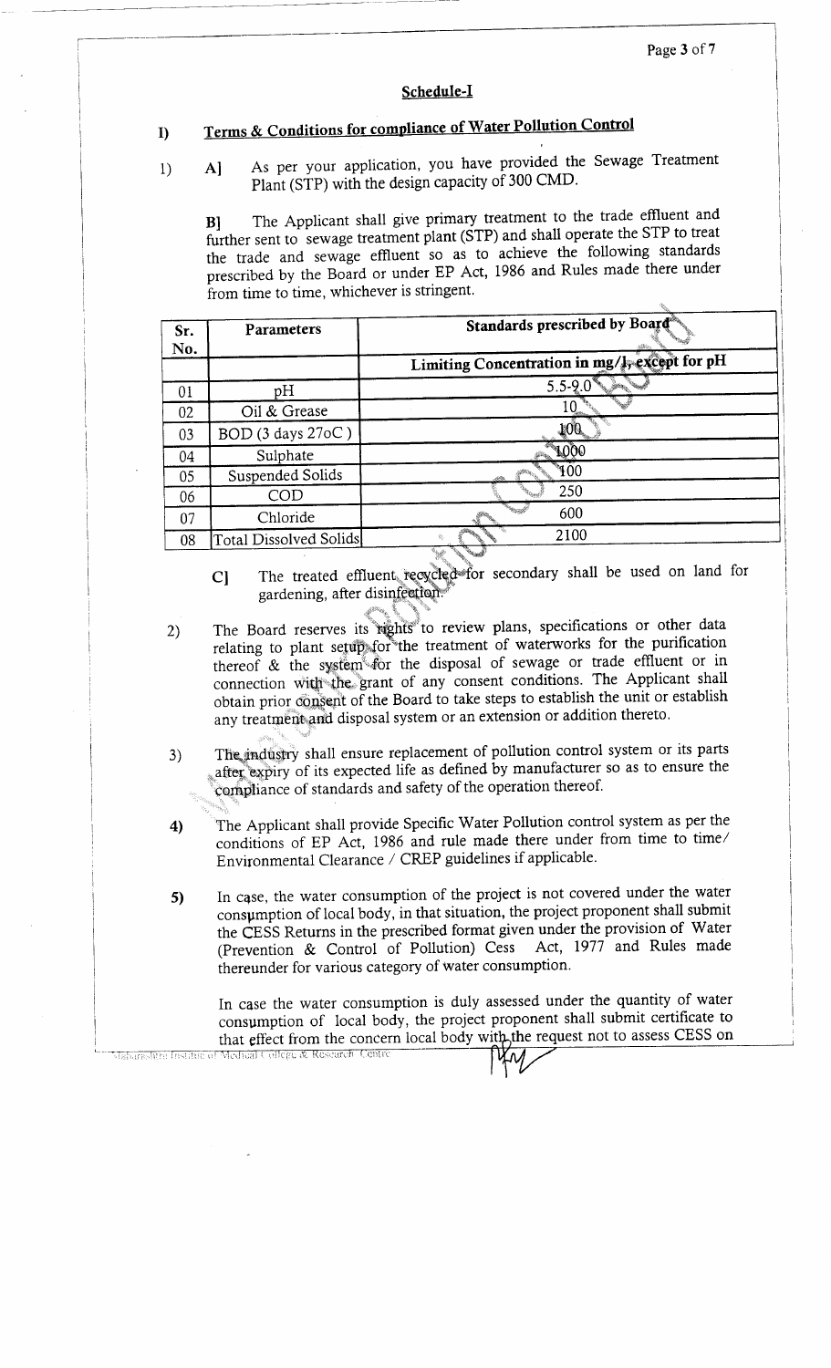## Schedule-I

### I) Terms & Conditions for compliance of Water Pollution Control

1) A] As per your application, you have provided the Sewage Treatment Plant (STP) with the design capacity of 300 CMD.

B] The Applicant shall give primary treatment to the trade effluent and further sent to sewage treatment plant (STP) and shall operate the STP to treat the trade and sewage effluent so as to achieve the following standards prescribed by the Board or under EP Act, 1986 and Rules made there under from time to time, whichever is stringent.

| Sr. No. | Parameters | Standards prescribed by Board |
|---|---|---|
| | | Limiting Concentration in mg/l, except for pH |
| 01 | pH | 5.5-9.0 |
| 02 | Oil & Grease | 10 |
| 03 | BOD (3 days 27oC ) | 100 |
| 04 | Sulphate | 1000 |
| 05 | Suspended Solids | 100 |
| 06 | COD | 250 |
| 07 | Chloride | 600 |
| 08 | Total Dissolved Solids | 2100 |

C] The treated effluent recycled for secondary shall be used on land for gardening, after disinfection.

2) The Board reserves its rights to review plans, specifications or other data relating to plant setup for the treatment of waterworks for the purification thereof & the system for the disposal of sewage or trade effluent or in connection with the grant of any consent conditions. The Applicant shall obtain prior consent of the Board to take steps to establish the unit or establish any treatment and disposal system or an extension or addition thereto.

3) The industry shall ensure replacement of pollution control system or its parts after expiry of its expected life as defined by manufacturer so as to ensure the compliance of standards and safety of the operation thereof.

4) The Applicant shall provide Specific Water Pollution control system as per the conditions of EP Act, 1986 and rule made there under from time to time/ Environmental Clearance / CREP guidelines if applicable.

5) In case, the water consumption of the project is not covered under the water consumption of local body, in that situation, the project proponent shall submit the CESS Returns in the prescribed format given under the provision of Water (Prevention & Control of Pollution) Cess Act, 1977 and Rules made thereunder for various category of water consumption.

In case the water consumption is duly assessed under the quantity of water consumption of local body, the project proponent shall submit certificate to that effect from the concern local body with the request not to assess CESS on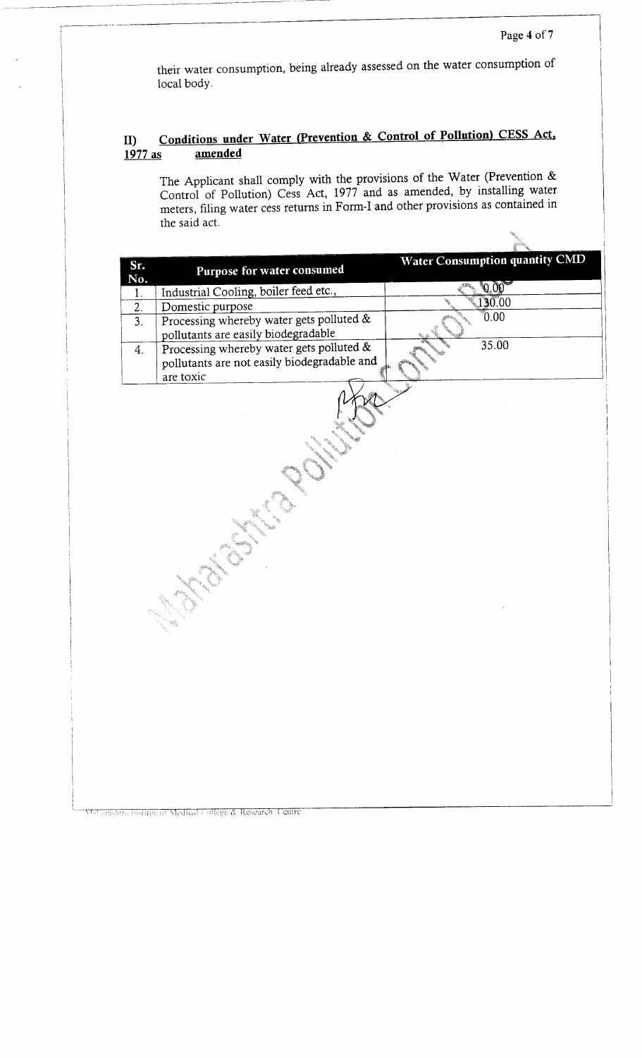their water consumption, being already assessed on the water consumption of local body.

## II) Conditions under Water (Prevention & Control of Pollution) CESS Act, 1977 as amended

The Applicant shall comply with the provisions of the Water (Prevention & Control of Pollution) Cess Act, 1977 and as amended, by installing water meters, filing water cess returns in Form-I and other provisions as contained in the said act.

| Sr. No. | Purpose for water consumed | Water Consumption quantity CMD |
|---|---|---|
| 1. | Industrial Cooling, boiler feed etc., | 0.00 |
| 2. | Domestic purpose | 130.00 |
| 3. | Processing whereby water gets polluted & pollutants are easily biodegradable | 0.00 |
| 4. | Processing whereby water gets polluted & pollutants are not easily biodegradable and are toxic | 35.00 |

Maharashtra Institute of Medical College & Research Centre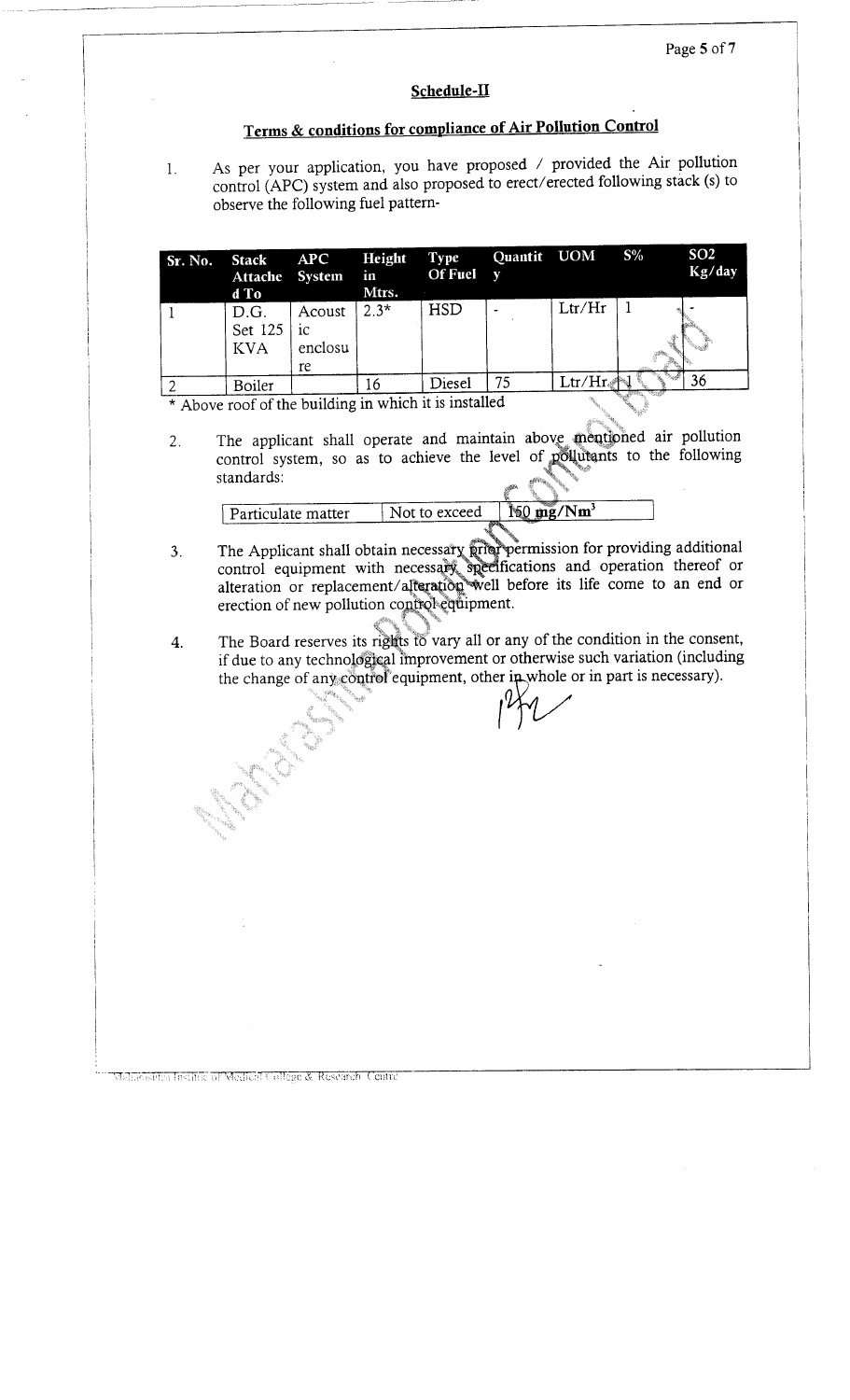## Schedule-II

## Terms & conditions for compliance of Air Pollution Control

1. As per your application, you have proposed / provided the Air pollution control (APC) system and also proposed to erect/erected following stack (s) to observe the following fuel pattern-

| Sr. No. | Stack Attached To | APC System | Height in Mtrs. | Type Of Fuel | Quantity | UOM | S% | SO2 Kg/day |
|---|---|---|---|---|---|---|---|---|
| 1 | D.G. Set 125 KVA | Acoustic enclosure | 2.3* | HSD | - | Ltr/Hr | 1 | - |
| 2 | Boiler | | 16 | Diesel | 75 | Ltr/Hr | 1 | 36 |

\* Above roof of the building in which it is installed

2. The applicant shall operate and maintain above mentioned air pollution control system, so as to achieve the level of pollutants to the following standards:

| Particulate matter | Not to exceed | 150 mg/Nm$^3$ |
|---|---|---|

3. The Applicant shall obtain necessary prior permission for providing additional control equipment with necessary specifications and operation thereof or alteration or replacement/alteration well before its life come to an end or erection of new pollution control equipment.

4. The Board reserves its rights to vary all or any of the condition in the consent, if due to any technological improvement or otherwise such variation (including the change of any control equipment, other in whole or in part is necessary).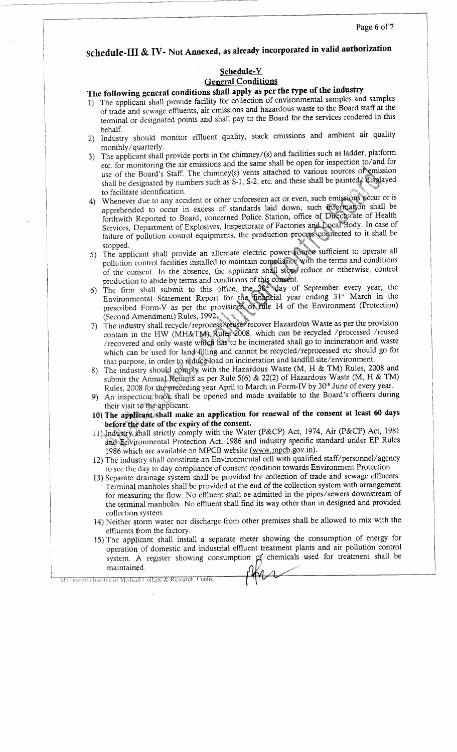## Schedule-III & IV- Not Annexed, as already incorporated in valid authorization

### Schedule-V
### General Conditions

**The following general conditions shall apply as per the type of the industry**

1) The applicant shall provide facility for collection of environmental samples and samples of trade and sewage effluents, air emissions and hazardous waste to the Board staff at the terminal or designated points and shall pay to the Board for the services rendered in this behalf.
2) Industry should monitor effluent quality, stack emissions and ambient air quality monthly/quarterly.
3) The applicant shall provide ports in the chimney/(s) and facilities such as ladder, platform etc. for monitoring the air emissions and the same shall be open for inspection to/and for use of the Board's Staff. The chimney(s) vents attached to various sources of emission shall be designated by numbers such as S-1, S-2, etc. and these shall be painted/ displayed to facilitate identification.
4) Whenever due to any accident or other unforeseen act or even, such emissions occur or is apprehended to occur in excess of standards laid down, such information shall be forthwith Reported to Board, concerned Police Station, office of Directorate of Health Services, Department of Explosives, Inspectorate of Factories and Local Body. In case of failure of pollution control equipments, the production process connected to it shall be stopped.
5) The applicant shall provide an alternate electric power source sufficient to operate all pollution control facilities installed to maintain compliance with the terms and conditions of the consent. In the absence, the applicant shall stop, reduce or otherwise, control production to abide by terms and conditions of this consent.
6) The firm shall submit to this office, the 30th day of September every year, the Environmental Statement Report for the financial year ending 31st March in the prescribed Form-V as per the provisions of rule 14 of the Environment (Protection) (Second Amendment) Rules, 1992.
7) The industry shall recycle/reprocess/reuse/recover Hazardous Waste as per the provision contain in the HW (MH&TM) Rules 2008, which can be recycled /processed /reused /recovered and only waste which has to be incinerated shall go to incineration and waste which can be used for land filling and cannot be recycled/reprocessed etc should go for that purpose, in order to reduce load on incineration and landfill site/environment.
8) The industry should comply with the Hazardous Waste (M, H & TM) Rules, 2008 and submit the Annual Returns as per Rule 5(6) & 22(2) of Hazardous Waste (M, H & TM) Rules, 2008 for the preceding year April to March in Form-IV by 30th June of every year.
9) An inspection book shall be opened and made available to the Board's officers during their visit to the applicant.
10) **The applicant shall make an application for renewal of the consent at least 60 days before the date of the expiry of the consent.**
11) Industry shall strictly comply with the Water (P&CP) Act, 1974, Air (P&CP) Act, 1981 and Environmental Protection Act, 1986 and industry specific standard under EP Rules 1986 which are available on MPCB website (www.mpcb.gov.in).
12) The industry shall constitute an Environmental cell with qualified staff/personnel/agency to see the day to day compliance of consent condition towards Environment Protection.
13) Separate drainage system shall be provided for collection of trade and sewage effluents. Terminal manholes shall be provided at the end of the collection system with arrangement for measuring the flow. No effluent shall be admitted in the pipes/sewers downstream of the terminal manholes. No effluent shall find its way other than in designed and provided collection system.
14) Neither storm water nor discharge from other premises shall be allowed to mix with the effluents from the factory.
15) The applicant shall install a separate meter showing the consumption of energy for operation of domestic and industrial effluent treatment plants and air pollution control system. A register showing consumption of chemicals used for treatment shall be maintained.

Maharashtra Institute of Medical College & Research Centre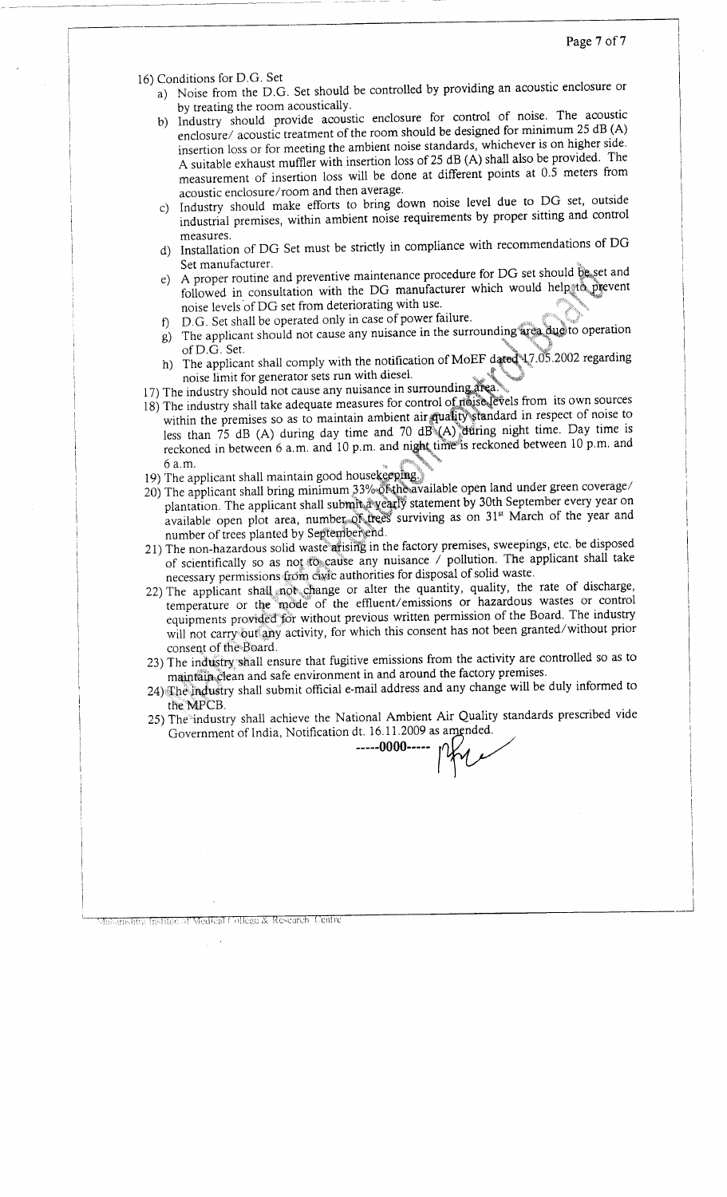16) Conditions for D.G. Set
   a) Noise from the D.G. Set should be controlled by providing an acoustic enclosure or by treating the room acoustically.
   b) Industry should provide acoustic enclosure for control of noise. The acoustic enclosure/ acoustic treatment of the room should be designed for minimum 25 dB (A) insertion loss or for meeting the ambient noise standards, whichever is on higher side. A suitable exhaust muffler with insertion loss of 25 dB (A) shall also be provided. The measurement of insertion loss will be done at different points at 0.5 meters from acoustic enclosure/room and then average.
   c) Industry should make efforts to bring down noise level due to DG set, outside industrial premises, within ambient noise requirements by proper sitting and control measures.
   d) Installation of DG Set must be strictly in compliance with recommendations of DG Set manufacturer.
   e) A proper routine and preventive maintenance procedure for DG set should be set and followed in consultation with the DG manufacturer which would help to prevent noise levels of DG set from deteriorating with use.
   f) D.G. Set shall be operated only in case of power failure.
   g) The applicant should not cause any nuisance in the surrounding area due to operation of D.G. Set.
   h) The applicant shall comply with the notification of MoEF dated 17.05.2002 regarding noise limit for generator sets run with diesel.
17) The industry should not cause any nuisance in surrounding area.
18) The industry shall take adequate measures for control of noise levels from its own sources within the premises so as to maintain ambient air quality standard in respect of noise to less than 75 dB (A) during day time and 70 dB (A) during night time. Day time is reckoned in between 6 a.m. and 10 p.m. and night time is reckoned between 10 p.m. and 6 a.m.
19) The applicant shall maintain good housekeeping.
20) The applicant shall bring minimum 33% of the available open land under green coverage/ plantation. The applicant shall submit a yearly statement by 30th September every year on available open plot area, number of trees surviving as on 31st March of the year and number of trees planted by September end.
21) The non-hazardous solid waste arising in the factory premises, sweepings, etc. be disposed of scientifically so as not to cause any nuisance / pollution. The applicant shall take necessary permissions from civic authorities for disposal of solid waste.
22) The applicant shall not change or alter the quantity, quality, the rate of discharge, temperature or the mode of the effluent/emissions or hazardous wastes or control equipments provided for without previous written permission of the Board. The industry will not carry out any activity, for which this consent has not been granted/without prior consent of the Board.
23) The industry shall ensure that fugitive emissions from the activity are controlled so as to maintain clean and safe environment in and around the factory premises.
24) The industry shall submit official e-mail address and any change will be duly informed to the MPCB.
25) The industry shall achieve the National Ambient Air Quality standards prescribed vide Government of India, Notification dt. 16.11.2009 as amended.

-----0000-----